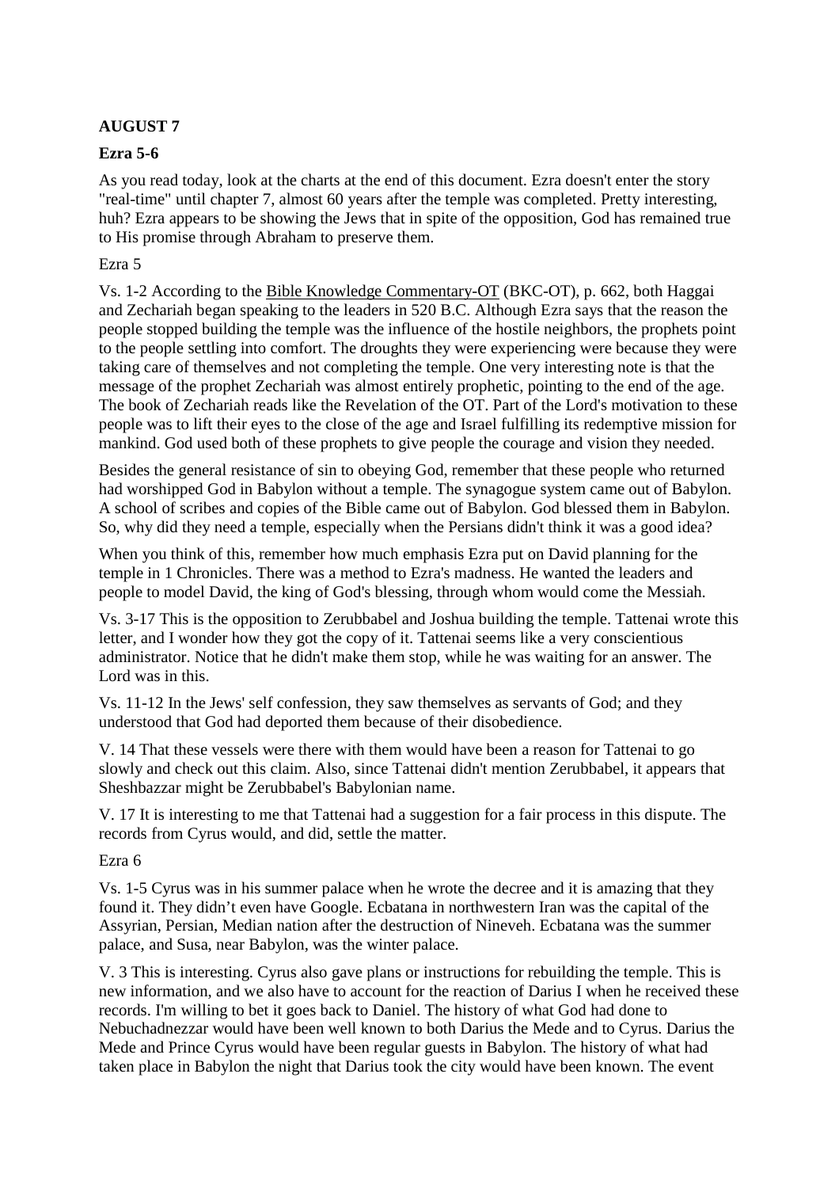**AUGUST 7**

**Ezra 5-6**

As you read today, look at the charts at the end of this document. Ezra doesn't enter the story "real-time" until chapter 7, almost 60 years after the temple was completed. Pretty interesting, huh? Ezra appears to be showing the Jews that in spite of the opposition, God has remained true to His promise through Abraham to preserve them.

Ezra 5

Vs. 1-2 According to the Bible Knowledge Commentary-OT (BKC-OT), p. 662, both Haggai and Zechariah began speaking to the leaders in 520 B.C. Although Ezra says that the reason the people stopped building the temple was the influence of the hostile neighbors, the prophets point to the people settling into comfort. The droughts they were experiencing were because they were taking care of themselves and not completing the temple. One very interesting note is that the message of the prophet Zechariah was almost entirely prophetic, pointing to the end of the age. The book of Zechariah reads like the Revelation of the OT. Part of the Lord's motivation to these people was to lift their eyes to the close of the age and Israel fulfilling its redemptive mission for mankind. God used both of these prophets to give people the courage and vision they needed.

Besides the general resistance of sin to obeying God, remember that these people who returned had worshipped God in Babylon without a temple. The synagogue system came out of Babylon. A school of scribes and copies of the Bible came out of Babylon. God blessed them in Babylon. So, why did they need a temple, especially when the Persians didn't think it was a good idea?

When you think of this, remember how much emphasis Ezra put on David planning for the temple in 1 Chronicles. There was a method to Ezra's madness. He wanted the leaders and people to model David, the king of God's blessing, through whom would come the Messiah.

Vs. 3-17 This is the opposition to Zerubbabel and Joshua building the temple. Tattenai wrote this letter, and I wonder how they got the copy of it. Tattenai seems like a very conscientious administrator. Notice that he didn't make them stop, while he was waiting for an answer. The Lord was in this.

Vs. 11-12 In the Jews' self confession, they saw themselves as servants of God; and they understood that God had deported them because of their disobedience.

V. 14 That these vessels were there with them would have been a reason for Tattenai to go slowly and check out this claim. Also, since Tattenai didn't mention Zerubbabel, it appears that Sheshbazzar might be Zerubbabel's Babylonian name.

V. 17 It is interesting to me that Tattenai had a suggestion for a fair process in this dispute. The records from Cyrus would, and did, settle the matter.

Ezra 6

Vs. 1-5 Cyrus was in his summer palace when he wrote the decree and it is amazing that they found it. They didn't even have Google. Ecbatana in northwestern Iran was the capital of the Assyrian, Persian, Median nation after the destruction of Nineveh. Ecbatana was the summer palace, and Susa, near Babylon, was the winter palace.

V. 3 This is interesting. Cyrus also gave plans or instructions for rebuilding the temple. This is new information, and we also have to account for the reaction of Darius I when he received these records. I'm willing to bet it goes back to Daniel. The history of what God had done to Nebuchadnezzar would have been well known to both Darius the Mede and to Cyrus. Darius the Mede and Prince Cyrus would have been regular guests in Babylon. The history of what had taken place in Babylon the night that Darius took the city would have been known. The event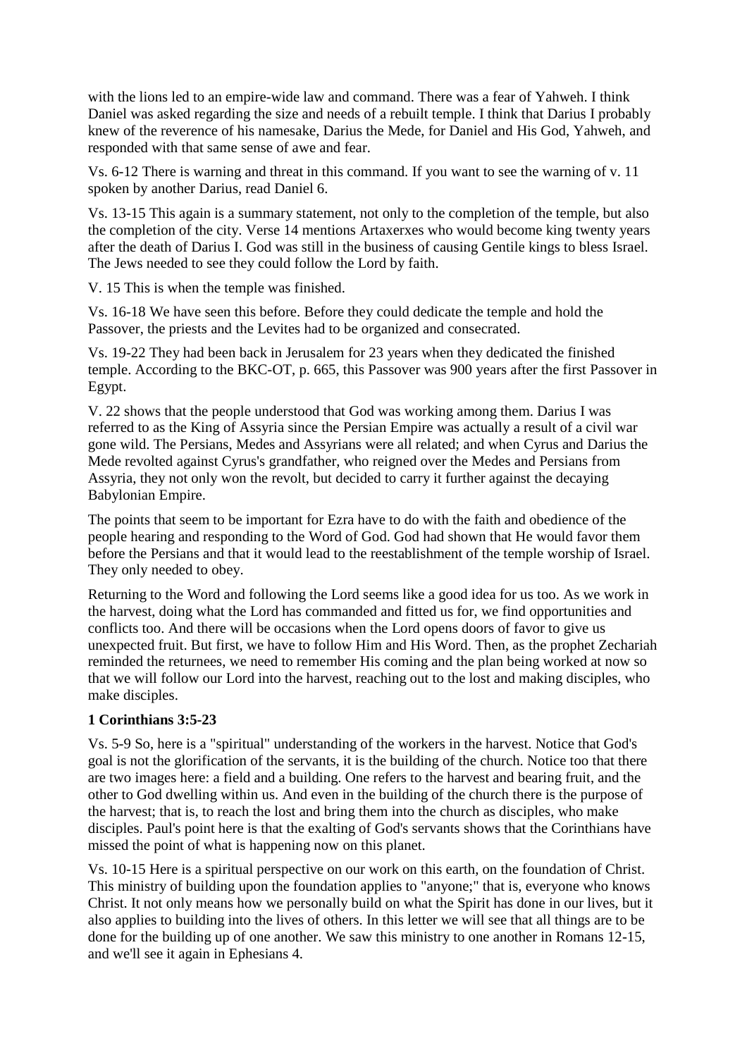with the lions led to an empire-wide law and command. There was a fear of Yahweh. I think Daniel was asked regarding the size and needs of a rebuilt temple. I think that Darius I probably knew of the reverence of his namesake, Darius the Mede, for Daniel and His God, Yahweh, and responded with that same sense of awe and fear.

Vs. 6-12 There is warning and threat in this command. If you want to see the warning of v. 11 spoken by another Darius, read Daniel 6.

Vs. 13-15 This again is a summary statement, not only to the completion of the temple, but also the completion of the city. Verse 14 mentions Artaxerxes who would become king twenty years after the death of Darius I. God was still in the business of causing Gentile kings to bless Israel. The Jews needed to see they could follow the Lord by faith.

V. 15 This is when the temple was finished.

Vs. 16-18 We have seen this before. Before they could dedicate the temple and hold the Passover, the priests and the Levites had to be organized and consecrated.

Vs. 19-22 They had been back in Jerusalem for 23 years when they dedicated the finished temple. According to the BKC-OT, p. 665, this Passover was 900 years after the first Passover in Egypt.

V. 22 shows that the people understood that God was working among them. Darius I was referred to as the King of Assyria since the Persian Empire was actually a result of a civil war gone wild. The Persians, Medes and Assyrians were all related; and when Cyrus and Darius the Mede revolted against Cyrus's grandfather, who reigned over the Medes and Persians from Assyria, they not only won the revolt, but decided to carry it further against the decaying Babylonian Empire.

The points that seem to be important for Ezra have to do with the faith and obedience of the people hearing and responding to the Word of God. God had shown that He would favor them before the Persians and that it would lead to the reestablishment of the temple worship of Israel. They only needed to obey.

Returning to the Word and following the Lord seems like a good idea for us too. As we work in the harvest, doing what the Lord has commanded and fitted us for, we find opportunities and conflicts too. And there will be occasions when the Lord opens doors of favor to give us unexpected fruit. But first, we have to follow Him and His Word. Then, as the prophet Zechariah reminded the returnees, we need to remember His coming and the plan being worked at now so that we will follow our Lord into the harvest, reaching out to the lost and making disciples, who make disciples.

**1 Corinthians 3:5-23**

Vs. 5-9 So, here is a "spiritual" understanding of the workers in the harvest. Notice that God's goal is not the glorification of the servants, it is the building of the church. Notice too that there are two images here: a field and a building. One refers to the harvest and bearing fruit, and the other to God dwelling within us. And even in the building of the church there is the purpose of the harvest; that is, to reach the lost and bring them into the church as disciples, who make disciples. Paul's point here is that the exalting of God's servants shows that the Corinthians have missed the point of what is happening now on this planet.

Vs. 10-15 Here is a spiritual perspective on our work on this earth, on the foundation of Christ. This ministry of building upon the foundation applies to "anyone;" that is, everyone who knows Christ. It not only means how we personally build on what the Spirit has done in our lives, but it also applies to building into the lives of others. In this letter we will see that all things are to be done for the building up of one another. We saw this ministry to one another in Romans 12-15, and we'll see it again in Ephesians 4.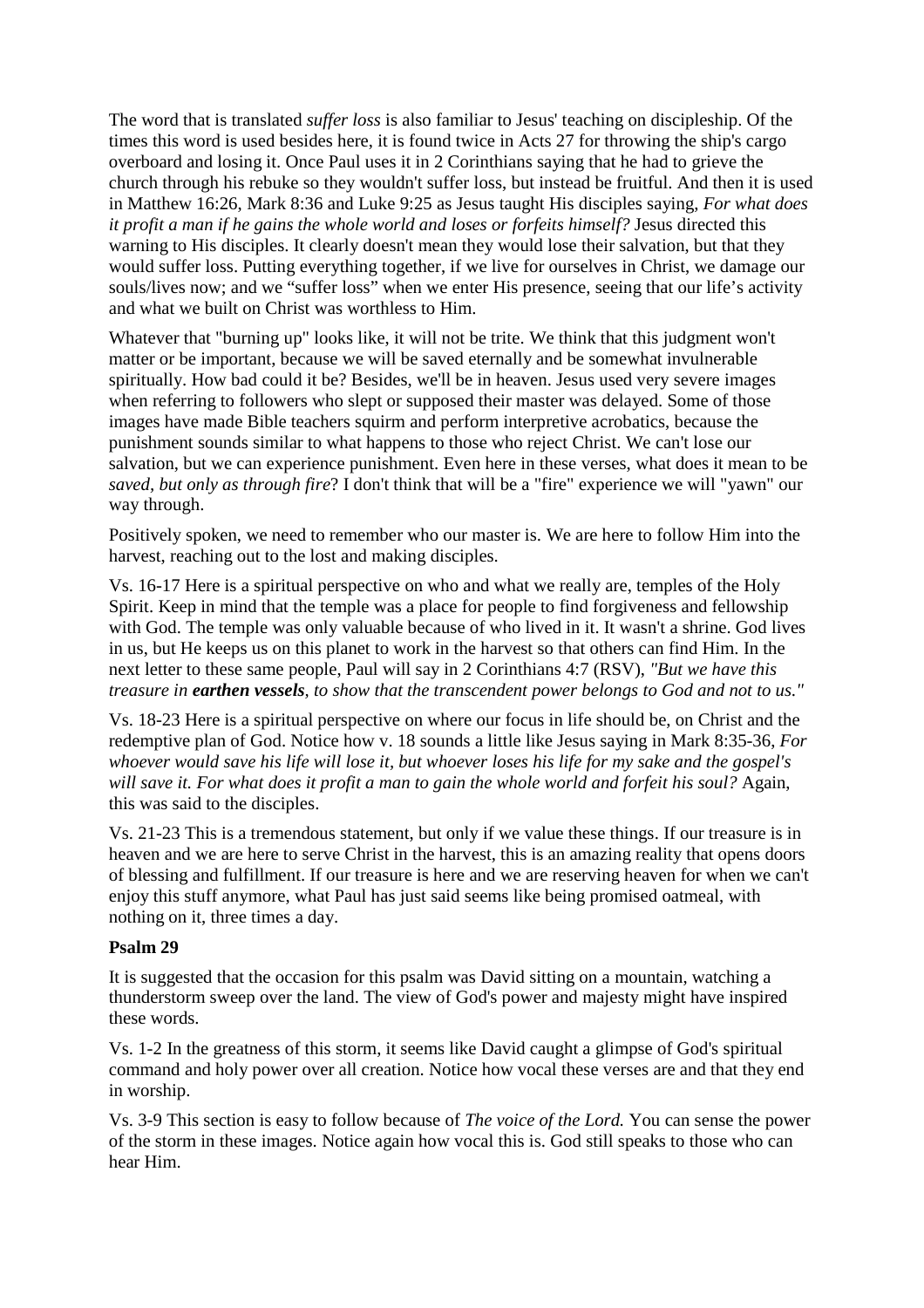The word that is translated *suffer loss* is also familiar to Jesus' teaching on discipleship. Of the times this word is used besides here, it is found twice in Acts 27 for throwing the ship's cargo overboard and losing it. Once Paul uses it in 2 Corinthians saying that he had to grieve the church through his rebuke so they wouldn't suffer loss, but instead be fruitful. And then it is used in Matthew 16:26, Mark 8:36 and Luke 9:25 as Jesus taught His disciples saying, *For what does it profit a man if he gains the whole world and loses or forfeits himself?* Jesus directed this warning to His disciples. It clearly doesn't mean they would lose their salvation, but that they would suffer loss. Putting everything together, if we live for ourselves in Christ, we damage our souls/lives now; and we "suffer loss" when we enter His presence, seeing that our life's activity and what we built on Christ was worthless to Him.

Whatever that "burning up" looks like, it will not be trite. We think that this judgment won't matter or be important, because we will be saved eternally and be somewhat invulnerable spiritually. How bad could it be? Besides, we'll be in heaven. Jesus used very severe images when referring to followers who slept or supposed their master was delayed. Some of those images have made Bible teachers squirm and perform interpretive acrobatics, because the punishment sounds similar to what happens to those who reject Christ. We can't lose our salvation, but we can experience punishment. Even here in these verses, what does it mean to be *saved, but only as through fire*? I don't think that will be a "fire" experience we will "yawn" our way through.

Positively spoken, we need to remember who our master is. We are here to follow Him into the harvest, reaching out to the lost and making disciples.

Vs. 16-17 Here is a spiritual perspective on who and what we really are, temples of the Holy Spirit. Keep in mind that the temple was a place for people to find forgiveness and fellowship with God. The temple was only valuable because of who lived in it. It wasn't a shrine. God lives in us, but He keeps us on this planet to work in the harvest so that others can find Him. In the next letter to these same people, Paul will say in 2 Corinthians 4:7 (RSV), *"But we have this treasure in **earthen vessels**, to show that the transcendent power belongs to God and not to us."*

Vs. 18-23 Here is a spiritual perspective on where our focus in life should be, on Christ and the redemptive plan of God. Notice how v. 18 sounds a little like Jesus saying in Mark 8:35-36, *For whoever would save his life will lose it, but whoever loses his life for my sake and the gospel's will save it. For what does it profit a man to gain the whole world and forfeit his soul?* Again, this was said to the disciples.

Vs. 21-23 This is a tremendous statement, but only if we value these things. If our treasure is in heaven and we are here to serve Christ in the harvest, this is an amazing reality that opens doors of blessing and fulfillment. If our treasure is here and we are reserving heaven for when we can't enjoy this stuff anymore, what Paul has just said seems like being promised oatmeal, with nothing on it, three times a day.

**Psalm 29**

It is suggested that the occasion for this psalm was David sitting on a mountain, watching a thunderstorm sweep over the land. The view of God's power and majesty might have inspired these words.

Vs. 1-2 In the greatness of this storm, it seems like David caught a glimpse of God's spiritual command and holy power over all creation. Notice how vocal these verses are and that they end in worship.

Vs. 3-9 This section is easy to follow because of *The voice of the Lord.* You can sense the power of the storm in these images. Notice again how vocal this is. God still speaks to those who can hear Him.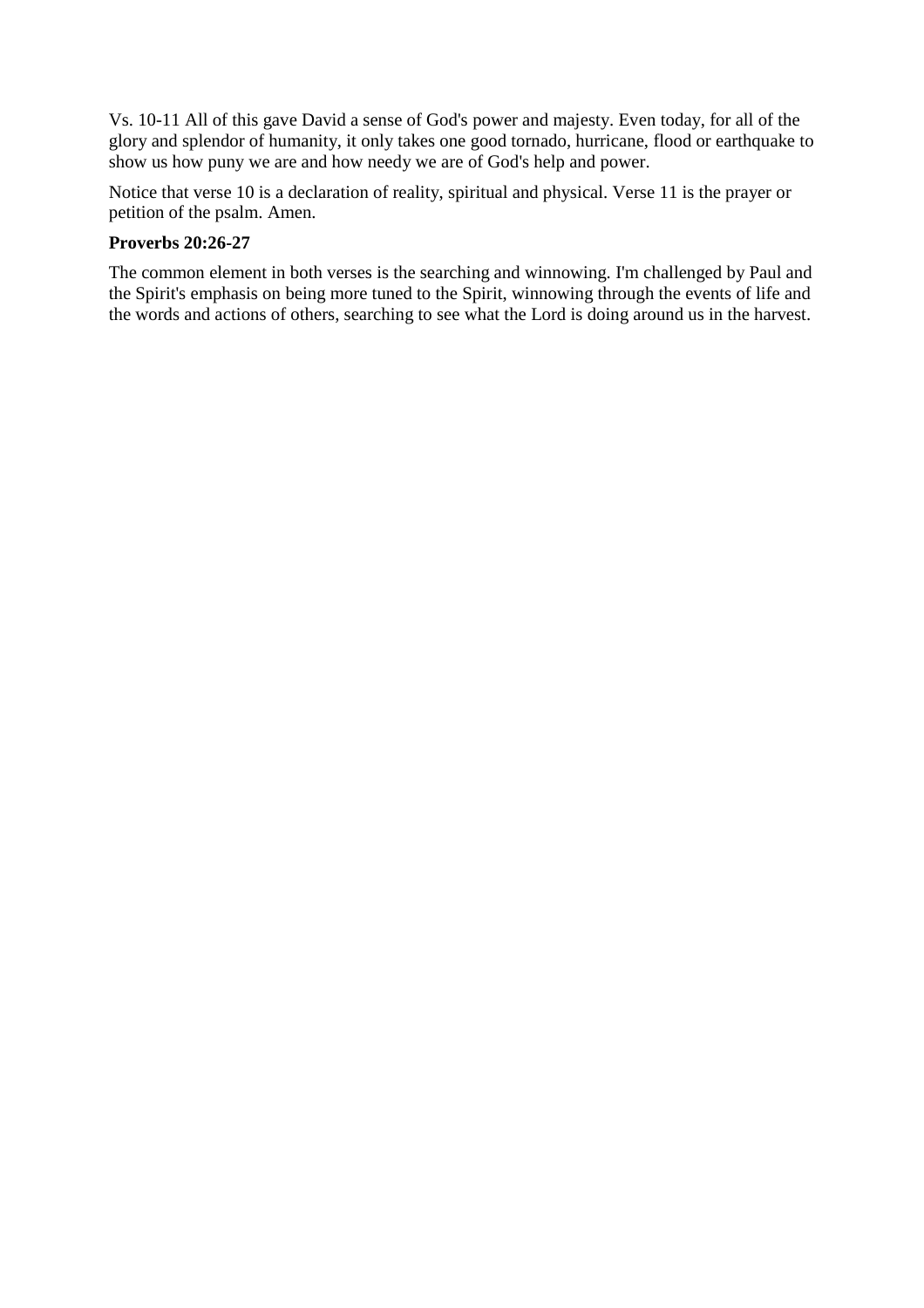Vs. 10-11 All of this gave David a sense of God's power and majesty. Even today, for all of the glory and splendor of humanity, it only takes one good tornado, hurricane, flood or earthquake to show us how puny we are and how needy we are of God's help and power.

Notice that verse 10 is a declaration of reality, spiritual and physical. Verse 11 is the prayer or petition of the psalm. Amen.

**Proverbs 20:26-27**

The common element in both verses is the searching and winnowing. I'm challenged by Paul and the Spirit's emphasis on being more tuned to the Spirit, winnowing through the events of life and the words and actions of others, searching to see what the Lord is doing around us in the harvest.